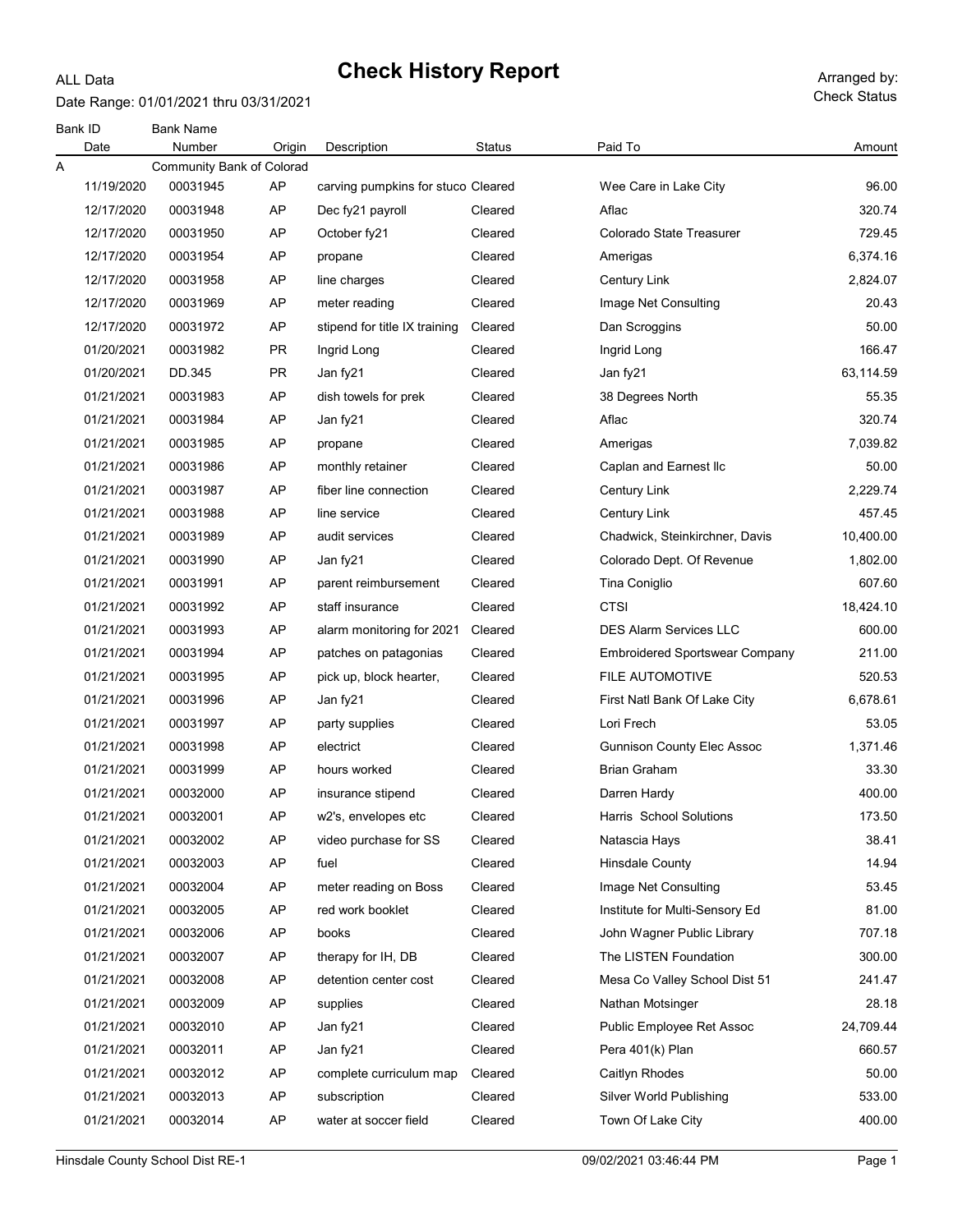ALL Data

# Check History Report

Date Range: 01/01/2021 thru 03/31/2021

Arranged by: Check Status

| Bank ID | Bank Name | | | | | |
|---|---|---|---|---|---|---|
| Date | Number | Origin | Description | Status | Paid To | Amount |
| A | Community Bank of Colorad | | | | | |
| 11/19/2020 | 00031945 | AP | carving pumpkins for stuco | Cleared | Wee Care in Lake City | 96.00 |
| 12/17/2020 | 00031948 | AP | Dec fy21 payroll | Cleared | Aflac | 320.74 |
| 12/17/2020 | 00031950 | AP | October fy21 | Cleared | Colorado State Treasurer | 729.45 |
| 12/17/2020 | 00031954 | AP | propane | Cleared | Amerigas | 6,374.16 |
| 12/17/2020 | 00031958 | AP | line charges | Cleared | Century Link | 2,824.07 |
| 12/17/2020 | 00031969 | AP | meter reading | Cleared | Image Net Consulting | 20.43 |
| 12/17/2020 | 00031972 | AP | stipend for title IX training | Cleared | Dan Scroggins | 50.00 |
| 01/20/2021 | 00031982 | PR | Ingrid Long | Cleared | Ingrid Long | 166.47 |
| 01/20/2021 | DD.345 | PR | Jan fy21 | Cleared | Jan fy21 | 63,114.59 |
| 01/21/2021 | 00031983 | AP | dish towels for prek | Cleared | 38 Degrees North | 55.35 |
| 01/21/2021 | 00031984 | AP | Jan fy21 | Cleared | Aflac | 320.74 |
| 01/21/2021 | 00031985 | AP | propane | Cleared | Amerigas | 7,039.82 |
| 01/21/2021 | 00031986 | AP | monthly retainer | Cleared | Caplan and Earnest llc | 50.00 |
| 01/21/2021 | 00031987 | AP | fiber line connection | Cleared | Century Link | 2,229.74 |
| 01/21/2021 | 00031988 | AP | line service | Cleared | Century Link | 457.45 |
| 01/21/2021 | 00031989 | AP | audit services | Cleared | Chadwick, Steinkirchner, Davis | 10,400.00 |
| 01/21/2021 | 00031990 | AP | Jan fy21 | Cleared | Colorado Dept. Of Revenue | 1,802.00 |
| 01/21/2021 | 00031991 | AP | parent reimbursement | Cleared | Tina Coniglio | 607.60 |
| 01/21/2021 | 00031992 | AP | staff insurance | Cleared | CTSI | 18,424.10 |
| 01/21/2021 | 00031993 | AP | alarm monitoring for 2021 | Cleared | DES Alarm Services LLC | 600.00 |
| 01/21/2021 | 00031994 | AP | patches on patagonias | Cleared | Embroidered Sportswear Company | 211.00 |
| 01/21/2021 | 00031995 | AP | pick up, block hearter, | Cleared | FILE AUTOMOTIVE | 520.53 |
| 01/21/2021 | 00031996 | AP | Jan fy21 | Cleared | First Natl Bank Of Lake City | 6,678.61 |
| 01/21/2021 | 00031997 | AP | party supplies | Cleared | Lori Frech | 53.05 |
| 01/21/2021 | 00031998 | AP | electrict | Cleared | Gunnison County Elec Assoc | 1,371.46 |
| 01/21/2021 | 00031999 | AP | hours worked | Cleared | Brian Graham | 33.30 |
| 01/21/2021 | 00032000 | AP | insurance stipend | Cleared | Darren Hardy | 400.00 |
| 01/21/2021 | 00032001 | AP | w2's, envelopes etc | Cleared | Harris School Solutions | 173.50 |
| 01/21/2021 | 00032002 | AP | video purchase for SS | Cleared | Natascia Hays | 38.41 |
| 01/21/2021 | 00032003 | AP | fuel | Cleared | Hinsdale County | 14.94 |
| 01/21/2021 | 00032004 | AP | meter reading on Boss | Cleared | Image Net Consulting | 53.45 |
| 01/21/2021 | 00032005 | AP | red work booklet | Cleared | Institute for Multi-Sensory Ed | 81.00 |
| 01/21/2021 | 00032006 | AP | books | Cleared | John Wagner Public Library | 707.18 |
| 01/21/2021 | 00032007 | AP | therapy for IH, DB | Cleared | The LISTEN Foundation | 300.00 |
| 01/21/2021 | 00032008 | AP | detention center cost | Cleared | Mesa Co Valley School Dist 51 | 241.47 |
| 01/21/2021 | 00032009 | AP | supplies | Cleared | Nathan Motsinger | 28.18 |
| 01/21/2021 | 00032010 | AP | Jan fy21 | Cleared | Public Employee Ret Assoc | 24,709.44 |
| 01/21/2021 | 00032011 | AP | Jan fy21 | Cleared | Pera 401(k) Plan | 660.57 |
| 01/21/2021 | 00032012 | AP | complete curriculum map | Cleared | Caitlyn Rhodes | 50.00 |
| 01/21/2021 | 00032013 | AP | subscription | Cleared | Silver World Publishing | 533.00 |
| 01/21/2021 | 00032014 | AP | water at soccer field | Cleared | Town Of Lake City | 400.00 |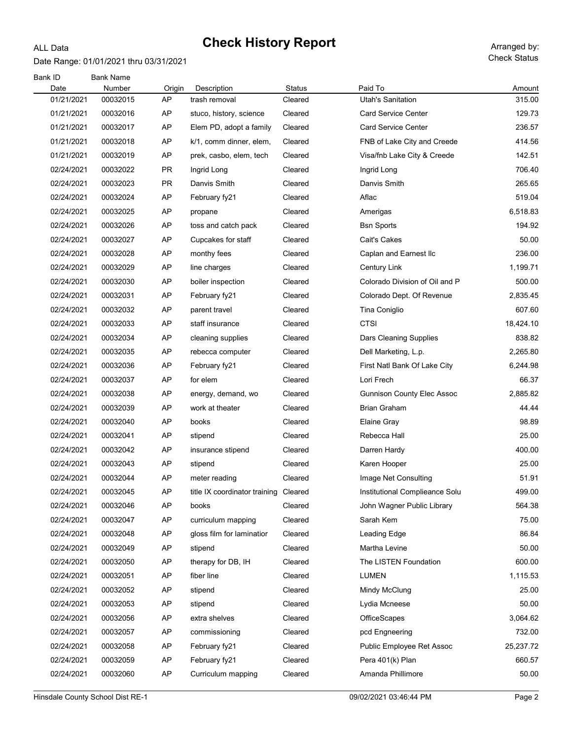# Check History Report

ALL Data

Date Range: 01/01/2021 thru 03/31/2021

Arranged by: Check Status

| Bank ID<br>Date | Bank Name<br>Number | Origin | Description | Status | Paid To | Amount |
|---|---|---|---|---|---|---|
| 01/21/2021 | 00032015 | AP | trash removal | Cleared | Utah's Sanitation | 315.00 |
| 01/21/2021 | 00032016 | AP | stuco, history, science | Cleared | Card Service Center | 129.73 |
| 01/21/2021 | 00032017 | AP | Elem PD, adopt a family | Cleared | Card Service Center | 236.57 |
| 01/21/2021 | 00032018 | AP | k/1, comm dinner, elem, | Cleared | FNB of Lake City and Creede | 414.56 |
| 01/21/2021 | 00032019 | AP | prek, casbo, elem, tech | Cleared | Visa/fnb Lake City & Creede | 142.51 |
| 02/24/2021 | 00032022 | PR | Ingrid Long | Cleared | Ingrid Long | 706.40 |
| 02/24/2021 | 00032023 | PR | Danvis Smith | Cleared | Danvis Smith | 265.65 |
| 02/24/2021 | 00032024 | AP | February fy21 | Cleared | Aflac | 519.04 |
| 02/24/2021 | 00032025 | AP | propane | Cleared | Amerigas | 6,518.83 |
| 02/24/2021 | 00032026 | AP | toss and catch pack | Cleared | Bsn Sports | 194.92 |
| 02/24/2021 | 00032027 | AP | Cupcakes for staff | Cleared | Cait's Cakes | 50.00 |
| 02/24/2021 | 00032028 | AP | monthy fees | Cleared | Caplan and Earnest llc | 236.00 |
| 02/24/2021 | 00032029 | AP | line charges | Cleared | Century Link | 1,199.71 |
| 02/24/2021 | 00032030 | AP | boiler inspection | Cleared | Colorado Division of Oil and P | 500.00 |
| 02/24/2021 | 00032031 | AP | February fy21 | Cleared | Colorado Dept. Of Revenue | 2,835.45 |
| 02/24/2021 | 00032032 | AP | parent travel | Cleared | Tina Coniglio | 607.60 |
| 02/24/2021 | 00032033 | AP | staff insurance | Cleared | CTSI | 18,424.10 |
| 02/24/2021 | 00032034 | AP | cleaning supplies | Cleared | Dars Cleaning Supplies | 838.82 |
| 02/24/2021 | 00032035 | AP | rebecca computer | Cleared | Dell Marketing, L.p. | 2,265.80 |
| 02/24/2021 | 00032036 | AP | February fy21 | Cleared | First Natl Bank Of Lake City | 6,244.98 |
| 02/24/2021 | 00032037 | AP | for elem | Cleared | Lori Frech | 66.37 |
| 02/24/2021 | 00032038 | AP | energy, demand, wo | Cleared | Gunnison County Elec Assoc | 2,885.82 |
| 02/24/2021 | 00032039 | AP | work at theater | Cleared | Brian Graham | 44.44 |
| 02/24/2021 | 00032040 | AP | books | Cleared | Elaine Gray | 98.89 |
| 02/24/2021 | 00032041 | AP | stipend | Cleared | Rebecca Hall | 25.00 |
| 02/24/2021 | 00032042 | AP | insurance stipend | Cleared | Darren Hardy | 400.00 |
| 02/24/2021 | 00032043 | AP | stipend | Cleared | Karen Hooper | 25.00 |
| 02/24/2021 | 00032044 | AP | meter reading | Cleared | Image Net Consulting | 51.91 |
| 02/24/2021 | 00032045 | AP | title IX coordinator training | Cleared | Institutional Complieance Solu | 499.00 |
| 02/24/2021 | 00032046 | AP | books | Cleared | John Wagner Public Library | 564.38 |
| 02/24/2021 | 00032047 | AP | curriculum mapping | Cleared | Sarah Kem | 75.00 |
| 02/24/2021 | 00032048 | AP | gloss film for laminatior | Cleared | Leading Edge | 86.84 |
| 02/24/2021 | 00032049 | AP | stipend | Cleared | Martha Levine | 50.00 |
| 02/24/2021 | 00032050 | AP | therapy for DB, IH | Cleared | The LISTEN Foundation | 600.00 |
| 02/24/2021 | 00032051 | AP | fiber line | Cleared | LUMEN | 1,115.53 |
| 02/24/2021 | 00032052 | AP | stipend | Cleared | Mindy McClung | 25.00 |
| 02/24/2021 | 00032053 | AP | stipend | Cleared | Lydia Mcneese | 50.00 |
| 02/24/2021 | 00032056 | AP | extra shelves | Cleared | OfficeScapes | 3,064.62 |
| 02/24/2021 | 00032057 | AP | commissioning | Cleared | pcd Engneering | 732.00 |
| 02/24/2021 | 00032058 | AP | February fy21 | Cleared | Public Employee Ret Assoc | 25,237.72 |
| 02/24/2021 | 00032059 | AP | February fy21 | Cleared | Pera 401(k) Plan | 660.57 |
| 02/24/2021 | 00032060 | AP | Curriculum mapping | Cleared | Amanda Phillimore | 50.00 |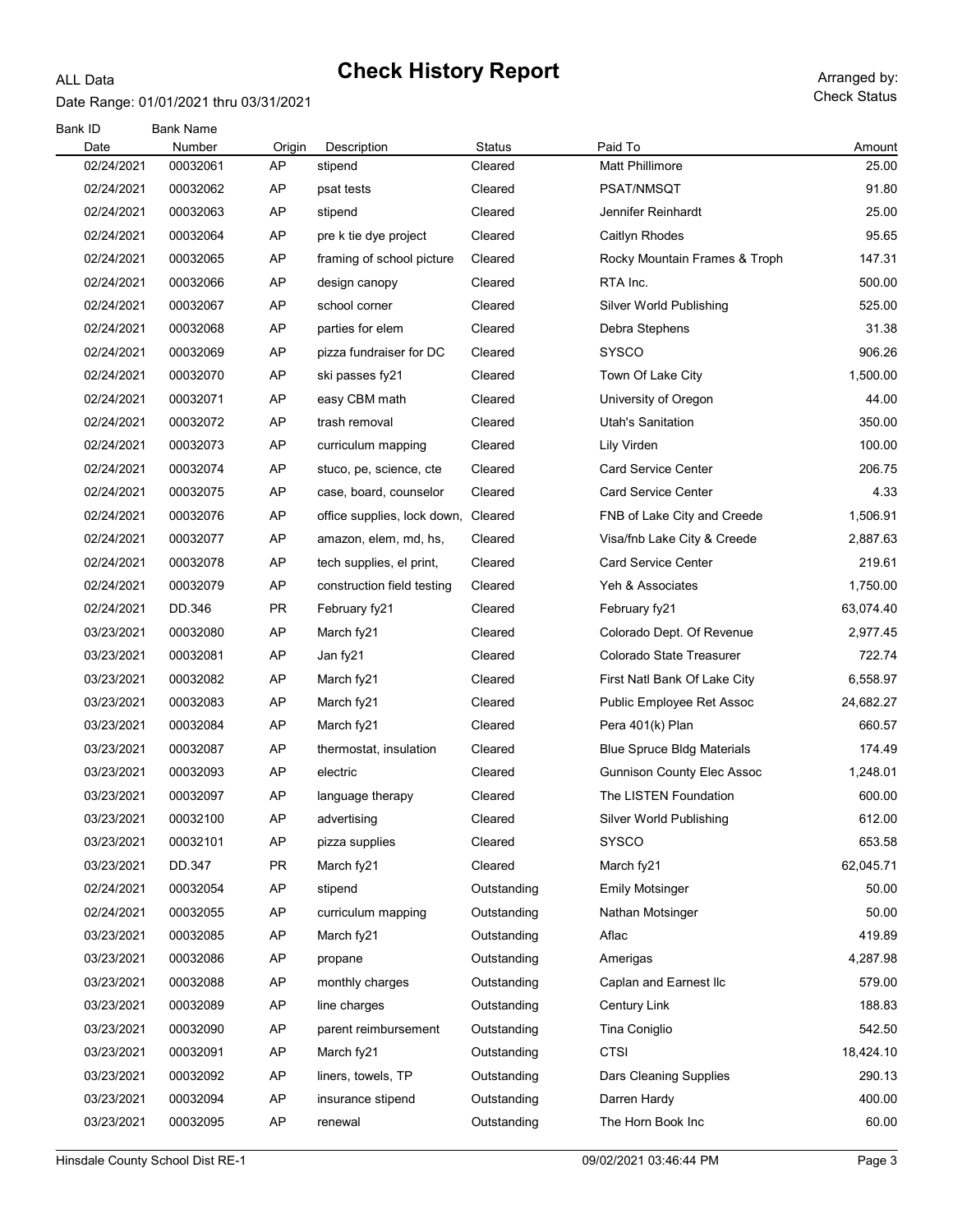# Check History Report

ALL Data

Date Range: 01/01/2021 thru 03/31/2021

Arranged by: Check Status

| Bank ID Date | Bank Name Number | Origin | Description | Status | Paid To | Amount |
|---|---|---|---|---|---|---|
| 02/24/2021 | 00032061 | AP | stipend | Cleared | Matt Phillimore | 25.00 |
| 02/24/2021 | 00032062 | AP | psat tests | Cleared | PSAT/NMSQT | 91.80 |
| 02/24/2021 | 00032063 | AP | stipend | Cleared | Jennifer Reinhardt | 25.00 |
| 02/24/2021 | 00032064 | AP | pre k tie dye project | Cleared | Caitlyn Rhodes | 95.65 |
| 02/24/2021 | 00032065 | AP | framing of school picture | Cleared | Rocky Mountain Frames & Troph | 147.31 |
| 02/24/2021 | 00032066 | AP | design canopy | Cleared | RTA Inc. | 500.00 |
| 02/24/2021 | 00032067 | AP | school corner | Cleared | Silver World Publishing | 525.00 |
| 02/24/2021 | 00032068 | AP | parties for elem | Cleared | Debra Stephens | 31.38 |
| 02/24/2021 | 00032069 | AP | pizza fundraiser for DC | Cleared | SYSCO | 906.26 |
| 02/24/2021 | 00032070 | AP | ski passes fy21 | Cleared | Town Of Lake City | 1,500.00 |
| 02/24/2021 | 00032071 | AP | easy CBM math | Cleared | University of Oregon | 44.00 |
| 02/24/2021 | 00032072 | AP | trash removal | Cleared | Utah's Sanitation | 350.00 |
| 02/24/2021 | 00032073 | AP | curriculum mapping | Cleared | Lily Virden | 100.00 |
| 02/24/2021 | 00032074 | AP | stuco, pe, science, cte | Cleared | Card Service Center | 206.75 |
| 02/24/2021 | 00032075 | AP | case, board, counselor | Cleared | Card Service Center | 4.33 |
| 02/24/2021 | 00032076 | AP | office supplies, lock down, | Cleared | FNB of Lake City and Creede | 1,506.91 |
| 02/24/2021 | 00032077 | AP | amazon, elem, md, hs, | Cleared | Visa/fnb Lake City & Creede | 2,887.63 |
| 02/24/2021 | 00032078 | AP | tech supplies, el print, | Cleared | Card Service Center | 219.61 |
| 02/24/2021 | 00032079 | AP | construction field testing | Cleared | Yeh & Associates | 1,750.00 |
| 02/24/2021 | DD.346 | PR | February fy21 | Cleared | February fy21 | 63,074.40 |
| 03/23/2021 | 00032080 | AP | March fy21 | Cleared | Colorado Dept. Of Revenue | 2,977.45 |
| 03/23/2021 | 00032081 | AP | Jan fy21 | Cleared | Colorado State Treasurer | 722.74 |
| 03/23/2021 | 00032082 | AP | March fy21 | Cleared | First Natl Bank Of Lake City | 6,558.97 |
| 03/23/2021 | 00032083 | AP | March fy21 | Cleared | Public Employee Ret Assoc | 24,682.27 |
| 03/23/2021 | 00032084 | AP | March fy21 | Cleared | Pera 401(k) Plan | 660.57 |
| 03/23/2021 | 00032087 | AP | thermostat, insulation | Cleared | Blue Spruce Bldg Materials | 174.49 |
| 03/23/2021 | 00032093 | AP | electric | Cleared | Gunnison County Elec Assoc | 1,248.01 |
| 03/23/2021 | 00032097 | AP | language therapy | Cleared | The LISTEN Foundation | 600.00 |
| 03/23/2021 | 00032100 | AP | advertising | Cleared | Silver World Publishing | 612.00 |
| 03/23/2021 | 00032101 | AP | pizza supplies | Cleared | SYSCO | 653.58 |
| 03/23/2021 | DD.347 | PR | March fy21 | Cleared | March fy21 | 62,045.71 |
| 02/24/2021 | 00032054 | AP | stipend | Outstanding | Emily Motsinger | 50.00 |
| 02/24/2021 | 00032055 | AP | curriculum mapping | Outstanding | Nathan Motsinger | 50.00 |
| 03/23/2021 | 00032085 | AP | March fy21 | Outstanding | Aflac | 419.89 |
| 03/23/2021 | 00032086 | AP | propane | Outstanding | Amerigas | 4,287.98 |
| 03/23/2021 | 00032088 | AP | monthly charges | Outstanding | Caplan and Earnest llc | 579.00 |
| 03/23/2021 | 00032089 | AP | line charges | Outstanding | Century Link | 188.83 |
| 03/23/2021 | 00032090 | AP | parent reimbursement | Outstanding | Tina Coniglio | 542.50 |
| 03/23/2021 | 00032091 | AP | March fy21 | Outstanding | CTSI | 18,424.10 |
| 03/23/2021 | 00032092 | AP | liners, towels, TP | Outstanding | Dars Cleaning Supplies | 290.13 |
| 03/23/2021 | 00032094 | AP | insurance stipend | Outstanding | Darren Hardy | 400.00 |
| 03/23/2021 | 00032095 | AP | renewal | Outstanding | The Horn Book Inc | 60.00 |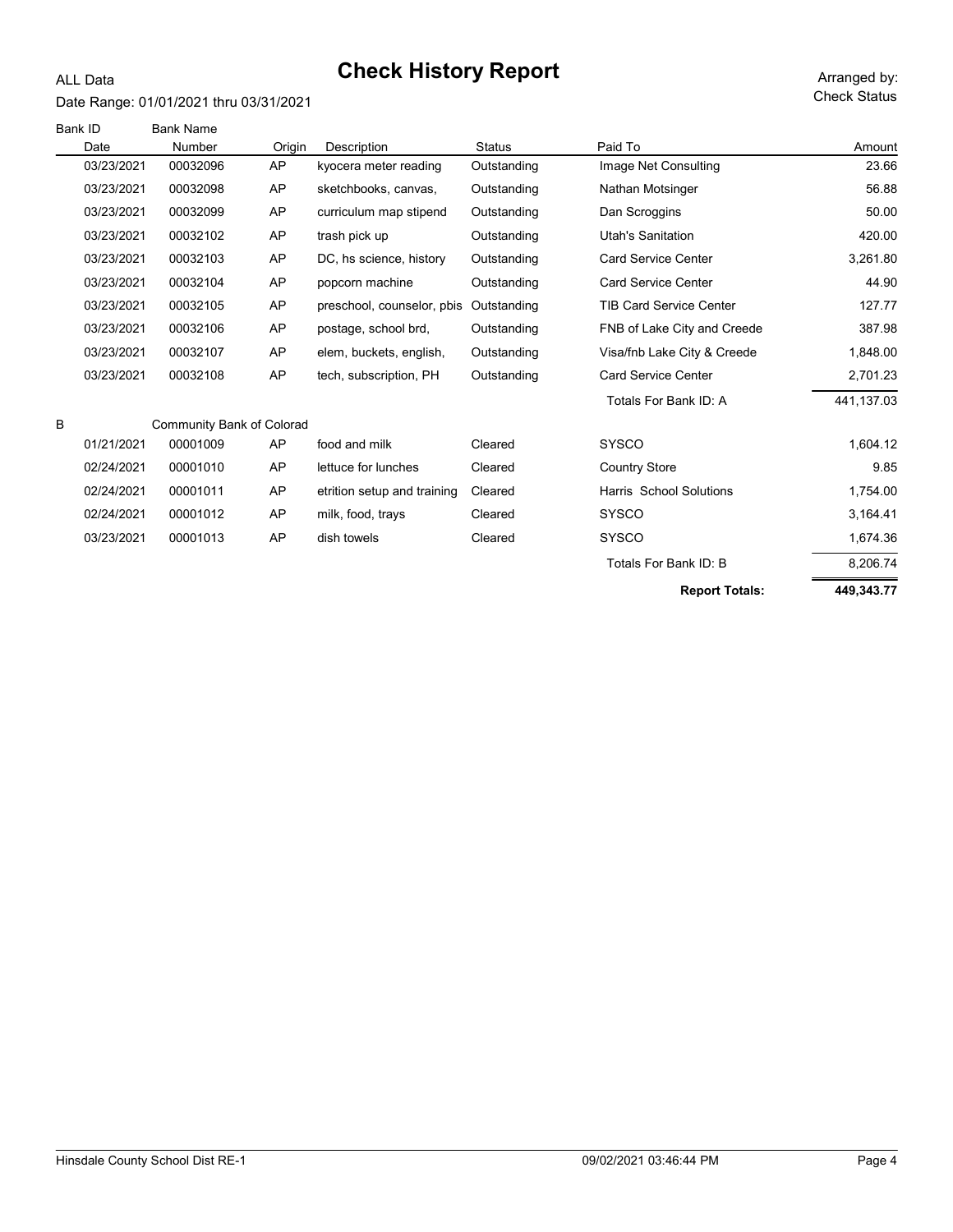# Check History Report

ALL Data

Date Range: 01/01/2021 thru 03/31/2021

Arranged by: Check Status

| Bank ID / Date | Bank Name / Number | Origin | Description | Status | Paid To | Amount |
|---|---|---|---|---|---|---|
| 03/23/2021 | 00032096 | AP | kyocera meter reading | Outstanding | Image Net Consulting | 23.66 |
| 03/23/2021 | 00032098 | AP | sketchbooks, canvas, | Outstanding | Nathan Motsinger | 56.88 |
| 03/23/2021 | 00032099 | AP | curriculum map stipend | Outstanding | Dan Scroggins | 50.00 |
| 03/23/2021 | 00032102 | AP | trash pick up | Outstanding | Utah's Sanitation | 420.00 |
| 03/23/2021 | 00032103 | AP | DC, hs science, history | Outstanding | Card Service Center | 3,261.80 |
| 03/23/2021 | 00032104 | AP | popcorn machine | Outstanding | Card Service Center | 44.90 |
| 03/23/2021 | 00032105 | AP | preschool, counselor, pbis | Outstanding | TIB Card Service Center | 127.77 |
| 03/23/2021 | 00032106 | AP | postage, school brd, | Outstanding | FNB of Lake City and Creede | 387.98 |
| 03/23/2021 | 00032107 | AP | elem, buckets, english, | Outstanding | Visa/fnb Lake City & Creede | 1,848.00 |
| 03/23/2021 | 00032108 | AP | tech, subscription, PH | Outstanding | Card Service Center | 2,701.23 |
| | | | | | Totals For Bank ID: A | 441,137.03 |
| B | Community Bank of Colorad | | | | | |
| 01/21/2021 | 00001009 | AP | food and milk | Cleared | SYSCO | 1,604.12 |
| 02/24/2021 | 00001010 | AP | lettuce for lunches | Cleared | Country Store | 9.85 |
| 02/24/2021 | 00001011 | AP | etrition setup and training | Cleared | Harris School Solutions | 1,754.00 |
| 02/24/2021 | 00001012 | AP | milk, food, trays | Cleared | SYSCO | 3,164.41 |
| 03/23/2021 | 00001013 | AP | dish towels | Cleared | SYSCO | 1,674.36 |
| | | | | | Totals For Bank ID: B | 8,206.74 |
| | | | | | **Report Totals:** | **449,343.77** |

Hinsdale County School Dist RE-1 — 09/02/2021 03:46:44 PM